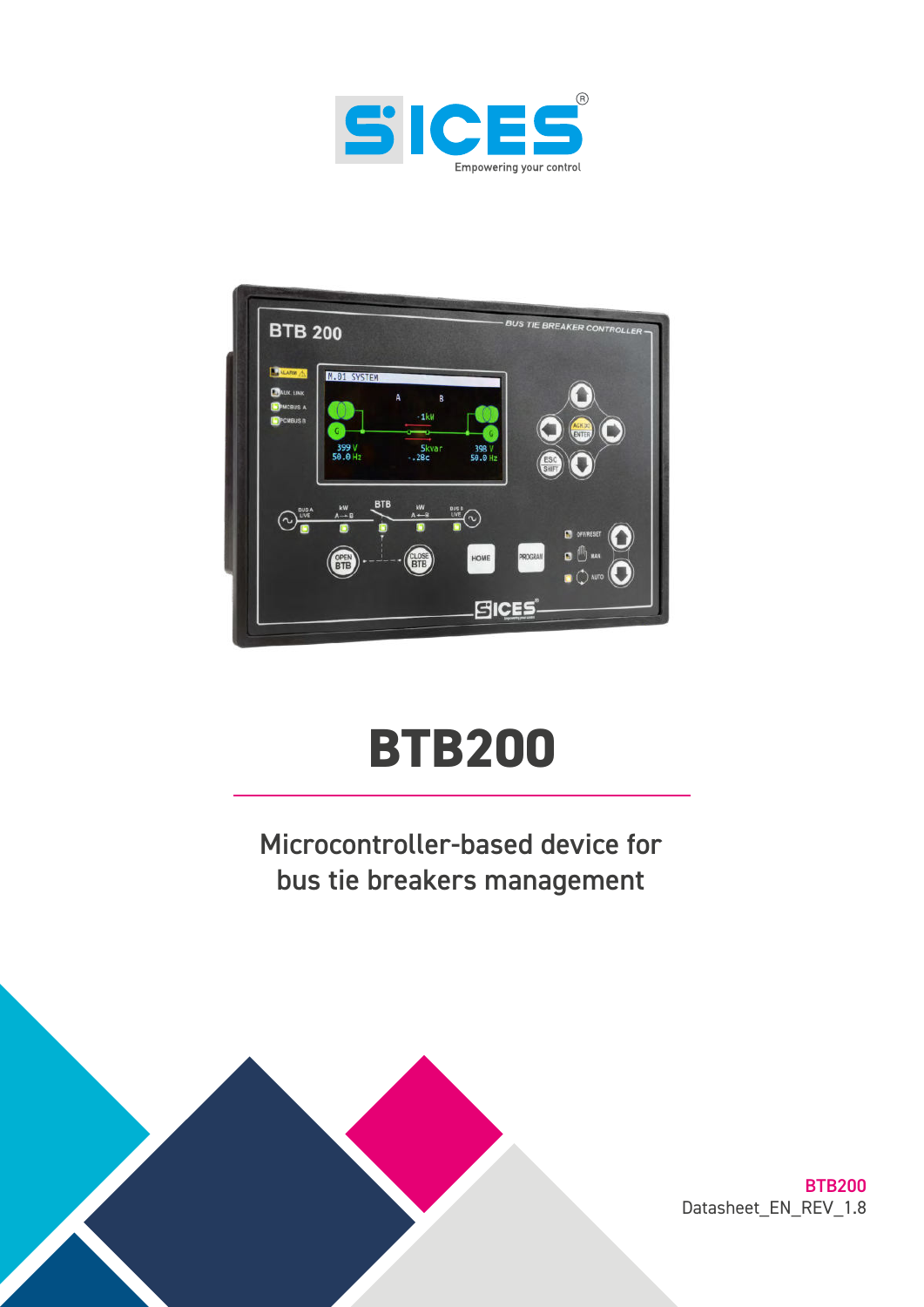# BTB200

Microcontroller-based device for bus tie breakers management

**BTB200**
Datasheet_EN_REV_1.8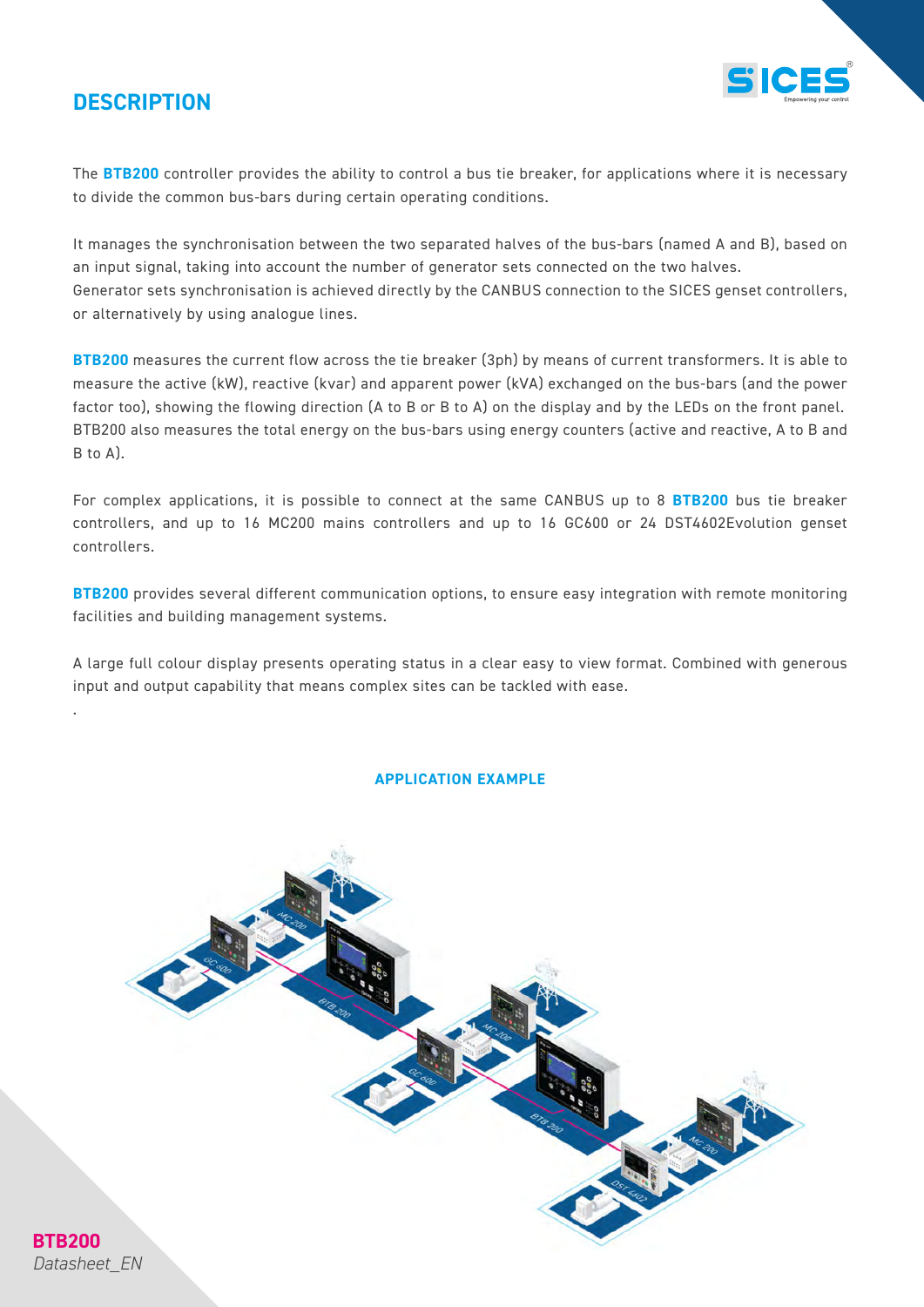## DESCRIPTION

The **BTB200** controller provides the ability to control a bus tie breaker, for applications where it is necessary to divide the common bus-bars during certain operating conditions.

It manages the synchronisation between the two separated halves of the bus-bars (named A and B), based on an input signal, taking into account the number of generator sets connected on the two halves.
Generator sets synchronisation is achieved directly by the CANBUS connection to the SICES genset controllers, or alternatively by using analogue lines.

**BTB200** measures the current flow across the tie breaker (3ph) by means of current transformers. It is able to measure the active (kW), reactive (kvar) and apparent power (kVA) exchanged on the bus-bars (and the power factor too), showing the flowing direction (A to B or B to A) on the display and by the LEDs on the front panel.
BTB200 also measures the total energy on the bus-bars using energy counters (active and reactive, A to B and B to A).

For complex applications, it is possible to connect at the same CANBUS up to 8 **BTB200** bus tie breaker controllers, and up to 16 MC200 mains controllers and up to 16 GC600 or 24 DST4602Evolution genset controllers.

**BTB200** provides several different communication options, to ensure easy integration with remote monitoring facilities and building management systems.

A large full colour display presents operating status in a clear easy to view format. Combined with generous input and output capability that means complex sites can be tackled with ease.

### APPLICATION EXAMPLE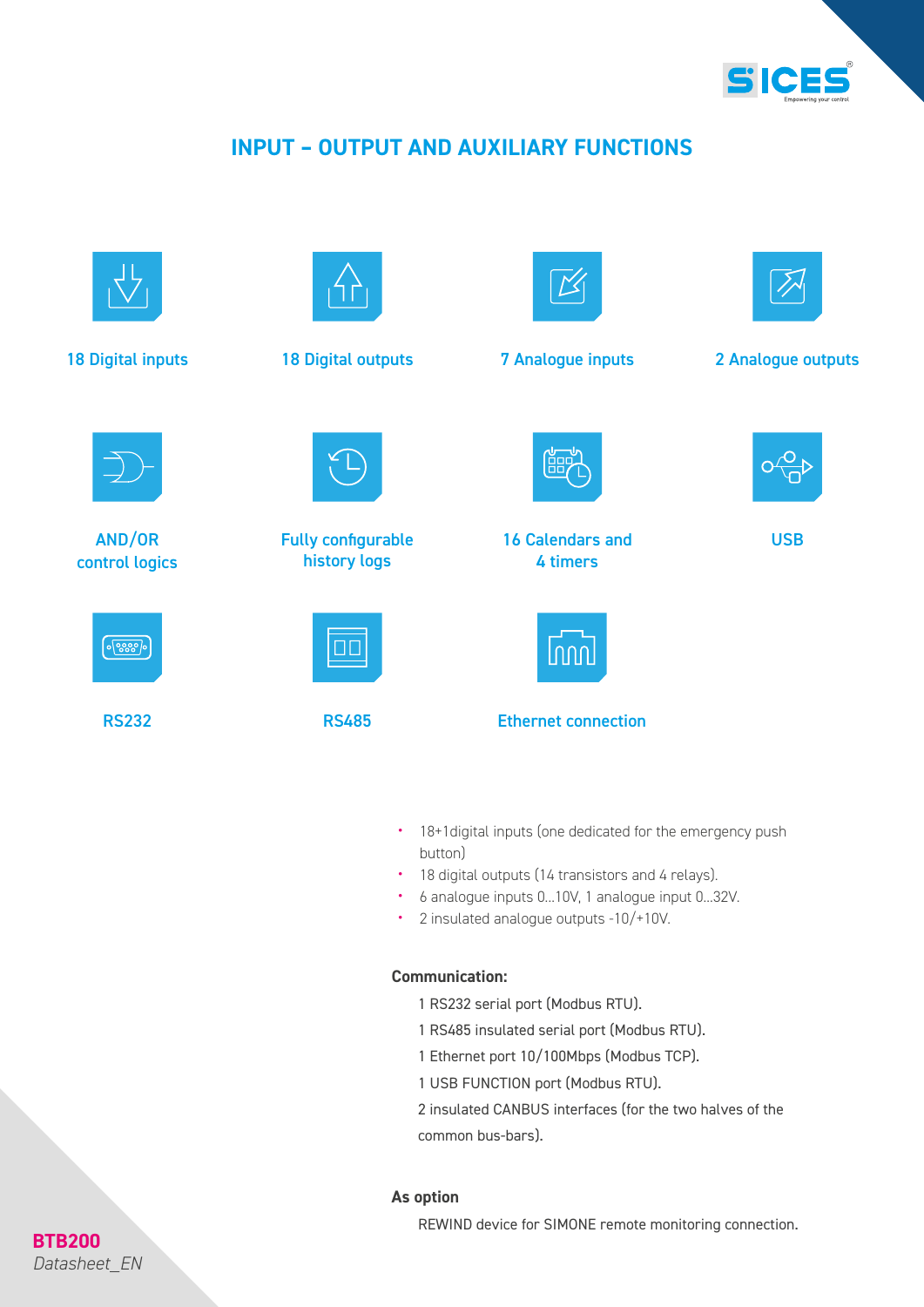## INPUT – OUTPUT AND AUXILIARY FUNCTIONS

18 Digital inputs

18 Digital outputs

7 Analogue inputs

2 Analogue outputs

AND/OR control logics

Fully configurable history logs

16 Calendars and 4 timers

USB

RS232

RS485

Ethernet connection

- 18+1digital inputs (one dedicated for the emergency push button)
- 18 digital outputs (14 transistors and 4 relays).
- 6 analogue inputs 0...10V, 1 analogue input 0...32V.
- 2 insulated analogue outputs -10/+10V.

**Communication:**

1 RS232 serial port (Modbus RTU).

1 RS485 insulated serial port (Modbus RTU).

1 Ethernet port 10/100Mbps (Modbus TCP).

1 USB FUNCTION port (Modbus RTU).

2 insulated CANBUS interfaces (for the two halves of the common bus-bars).

**As option**

REWIND device for SIMONE remote monitoring connection.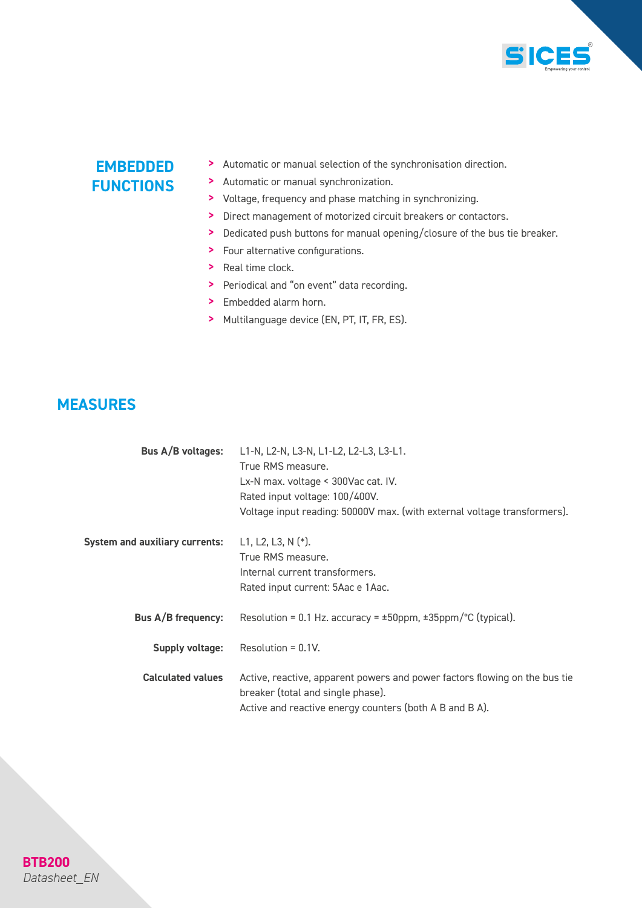## EMBEDDED FUNCTIONS

- Automatic or manual selection of the synchronisation direction.
- Automatic or manual synchronization.
- Voltage, frequency and phase matching in synchronizing.
- Direct management of motorized circuit breakers or contactors.
- Dedicated push buttons for manual opening/closure of the bus tie breaker.
- Four alternative configurations.
- Real time clock.
- Periodical and "on event" data recording.
- Embedded alarm horn.
- Multilanguage device (EN, PT, IT, FR, ES).

## MEASURES

**Bus A/B voltages:**
L1-N, L2-N, L3-N, L1-L2, L2-L3, L3-L1.
True RMS measure.
Lx-N max. voltage < 300Vac cat. IV.
Rated input voltage: 100/400V.
Voltage input reading: 50000V max. (with external voltage transformers).

**System and auxiliary currents:**
L1, L2, L3, N (*).
True RMS measure.
Internal current transformers.
Rated input current: 5Aac e 1Aac.

**Bus A/B frequency:**
Resolution = 0.1 Hz. accuracy = ±50ppm, ±35ppm/°C (typical).

**Supply voltage:**
Resolution = 0.1V.

**Calculated values**
Active, reactive, apparent powers and power factors flowing on the bus tie breaker (total and single phase).
Active and reactive energy counters (both A B and B A).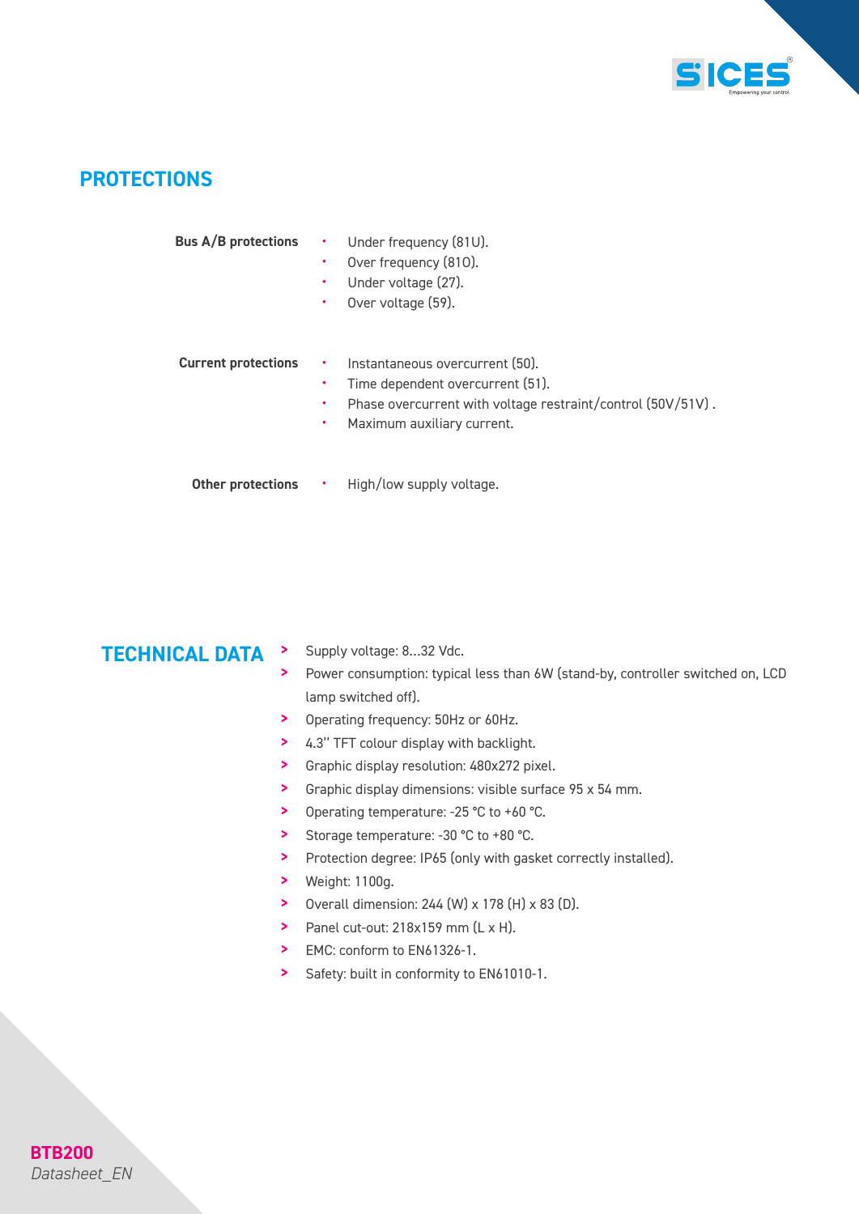## PROTECTIONS

**Bus A/B protections**

- Under frequency (81U).
- Over frequency (81O).
- Under voltage (27).
- Over voltage (59).

**Current protections**

- Instantaneous overcurrent (50).
- Time dependent overcurrent (51).
- Phase overcurrent with voltage restraint/control (50V/51V) .
- Maximum auxiliary current.

**Other protections**

- High/low supply voltage.

## TECHNICAL DATA

- Supply voltage: 8...32 Vdc.
- Power consumption: typical less than 6W (stand-by, controller switched on, LCD lamp switched off).
- Operating frequency: 50Hz or 60Hz.
- 4.3'' TFT colour display with backlight.
- Graphic display resolution: 480x272 pixel.
- Graphic display dimensions: visible surface 95 x 54 mm.
- Operating temperature: -25 °C to +60 °C.
- Storage temperature: -30 °C to +80 °C.
- Protection degree: IP65 (only with gasket correctly installed).
- Weight: 1100g.
- Overall dimension: 244 (W) x 178 (H) x 83 (D).
- Panel cut-out: 218x159 mm (L x H).
- EMC: conform to EN61326-1.
- Safety: built in conformity to EN61010-1.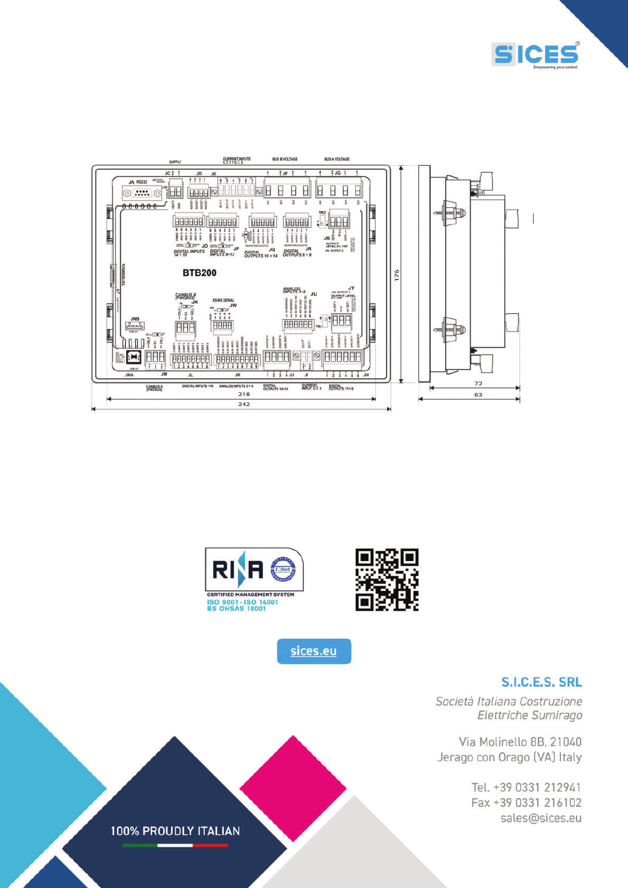BTB200

SUPPLY

CURRENT INPUTS C.T.1÷C.T.3

BUS B VOLTAGE

BUS A VOLTAGE

DIGITAL INPUTS 14 ÷ 19

DIGITAL INPUTS 9÷13

DIGITAL OUTPUTS 10 ÷ 14

DIGITAL OUTPUTS 5 ÷ 9

CANBUS B (PMCBUS)

RS485 SERIAL

ANALOG INPUTS 1÷2

CANBUS A (PMCBUS)

DIGITAL INPUTS 1÷8

ANALOG INPUTS 3 ÷ 6

DIGITAL OUTPUTS 1÷4

CURRENT INPUT C.T. 4

DIGITAL OUTPUTS 17÷18

218

242

176

72

83

CERTIFIED MANAGEMENT SYSTEM
ISO 9001 - ISO 14001
BS OHSAS 18001

sices.eu

**S.I.C.E.S. SRL**

*Società Italiana Costruzione Elettriche Sumirago*

Via Molinello 8B, 21040
Jerago con Orago (VA) Italy

Tel. +39 0331 212941
Fax +39 0331 216102
sales@sices.eu

100% PROUDLY ITALIAN